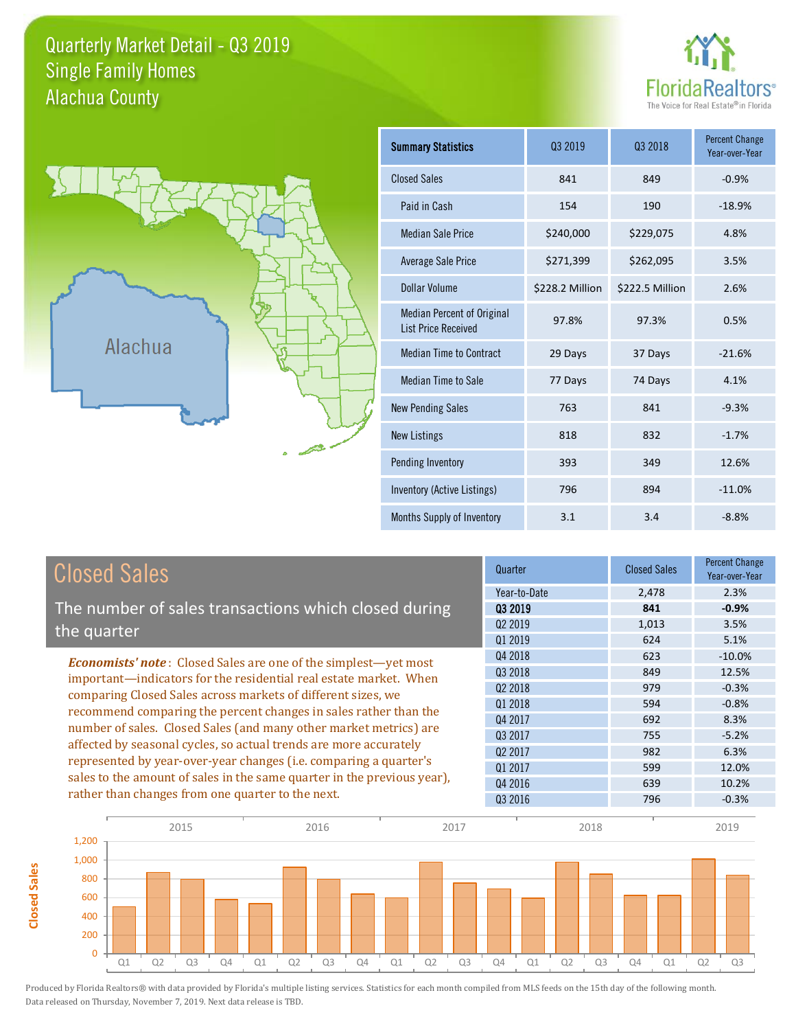# Quarterly Market Detail - Q3 2019
## Single Family Homes
## Alachua County

FloridaRealtors® The Voice for Real Estate® in Florida

Alachua

| Summary Statistics | Q3 2019 | Q3 2018 | Percent Change Year-over-Year |
|---|---|---|---|
| Closed Sales | 841 | 849 | -0.9% |
| Paid in Cash | 154 | 190 | -18.9% |
| Median Sale Price | $240,000 | $229,075 | 4.8% |
| Average Sale Price | $271,399 | $262,095 | 3.5% |
| Dollar Volume | $228.2 Million | $222.5 Million | 2.6% |
| Median Percent of Original List Price Received | 97.8% | 97.3% | 0.5% |
| Median Time to Contract | 29 Days | 37 Days | -21.6% |
| Median Time to Sale | 77 Days | 74 Days | 4.1% |
| New Pending Sales | 763 | 841 | -9.3% |
| New Listings | 818 | 832 | -1.7% |
| Pending Inventory | 393 | 349 | 12.6% |
| Inventory (Active Listings) | 796 | 894 | -11.0% |
| Months Supply of Inventory | 3.1 | 3.4 | -8.8% |

## Closed Sales

The number of sales transactions which closed during the quarter

*Economists' note*: Closed Sales are one of the simplest—yet most important—indicators for the residential real estate market. When comparing Closed Sales across markets of different sizes, we recommend comparing the percent changes in sales rather than the number of sales. Closed Sales (and many other market metrics) are affected by seasonal cycles, so actual trends are more accurately represented by year-over-year changes (i.e. comparing a quarter's sales to the amount of sales in the same quarter in the previous year), rather than changes from one quarter to the next.

| Quarter | Closed Sales | Percent Change Year-over-Year |
|---|---|---|
| Year-to-Date | 2,478 | 2.3% |
| **Q3 2019** | **841** | **-0.9%** |
| Q2 2019 | 1,013 | 3.5% |
| Q1 2019 | 624 | 5.1% |
| Q4 2018 | 623 | -10.0% |
| Q3 2018 | 849 | 12.5% |
| Q2 2018 | 979 | -0.3% |
| Q1 2018 | 594 | -0.8% |
| Q4 2017 | 692 | 8.3% |
| Q3 2017 | 755 | -5.2% |
| Q2 2017 | 982 | 6.3% |
| Q1 2017 | 599 | 12.0% |
| Q4 2016 | 639 | 10.2% |
| Q3 2016 | 796 | -0.3% |

Produced by Florida Realtors® with data provided by Florida's multiple listing services. Statistics for each month compiled from MLS feeds on the 15th day of the following month. Data released on Thursday, November 7, 2019. Next data release is TBD.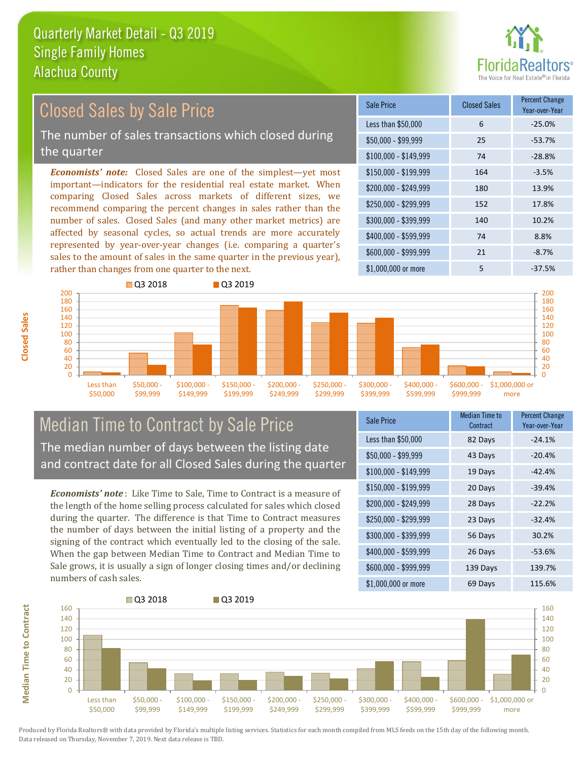# Quarterly Market Detail - Q3 2019
## Single Family Homes
## Alachua County

## Closed Sales by Sale Price

The number of sales transactions which closed during the quarter

*Economists' note:* Closed Sales are one of the simplest—yet most important—indicators for the residential real estate market. When comparing Closed Sales across markets of different sizes, we recommend comparing the percent changes in sales rather than the number of sales. Closed Sales (and many other market metrics) are affected by seasonal cycles, so actual trends are more accurately represented by year-over-year changes (i.e. comparing a quarter's sales to the amount of sales in the same quarter in the previous year), rather than changes from one quarter to the next.

| Sale Price | Closed Sales | Percent Change Year-over-Year |
|---|---|---|
| Less than $50,000 | 6 | -25.0% |
| $50,000 - $99,999 | 25 | -53.7% |
| $100,000 - $149,999 | 74 | -28.8% |
| $150,000 - $199,999 | 164 | -3.5% |
| $200,000 - $249,999 | 180 | 13.9% |
| $250,000 - $299,999 | 152 | 17.8% |
| $300,000 - $399,999 | 140 | 10.2% |
| $400,000 - $599,999 | 74 | 8.8% |
| $600,000 - $999,999 | 21 | -8.7% |
| $1,000,000 or more | 5 | -37.5% |

## Median Time to Contract by Sale Price

The median number of days between the listing date and contract date for all Closed Sales during the quarter

*Economists' note*: Like Time to Sale, Time to Contract is a measure of the length of the home selling process calculated for sales which closed during the quarter. The difference is that Time to Contract measures the number of days between the initial listing of a property and the signing of the contract which eventually led to the closing of the sale. When the gap between Median Time to Contract and Median Time to Sale grows, it is usually a sign of longer closing times and/or declining numbers of cash sales.

| Sale Price | Median Time to Contract | Percent Change Year-over-Year |
|---|---|---|
| Less than $50,000 | 82 Days | -24.1% |
| $50,000 - $99,999 | 43 Days | -20.4% |
| $100,000 - $149,999 | 19 Days | -42.4% |
| $150,000 - $199,999 | 20 Days | -39.4% |
| $200,000 - $249,999 | 28 Days | -22.2% |
| $250,000 - $299,999 | 23 Days | -32.4% |
| $300,000 - $399,999 | 56 Days | 30.2% |
| $400,000 - $599,999 | 26 Days | -53.6% |
| $600,000 - $999,999 | 139 Days | 139.7% |
| $1,000,000 or more | 69 Days | 115.6% |

Produced by Florida Realtors® with data provided by Florida's multiple listing services. Statistics for each month compiled from MLS feeds on the 15th day of the following month. Data released on Thursday, November 7, 2019. Next data release is TBD.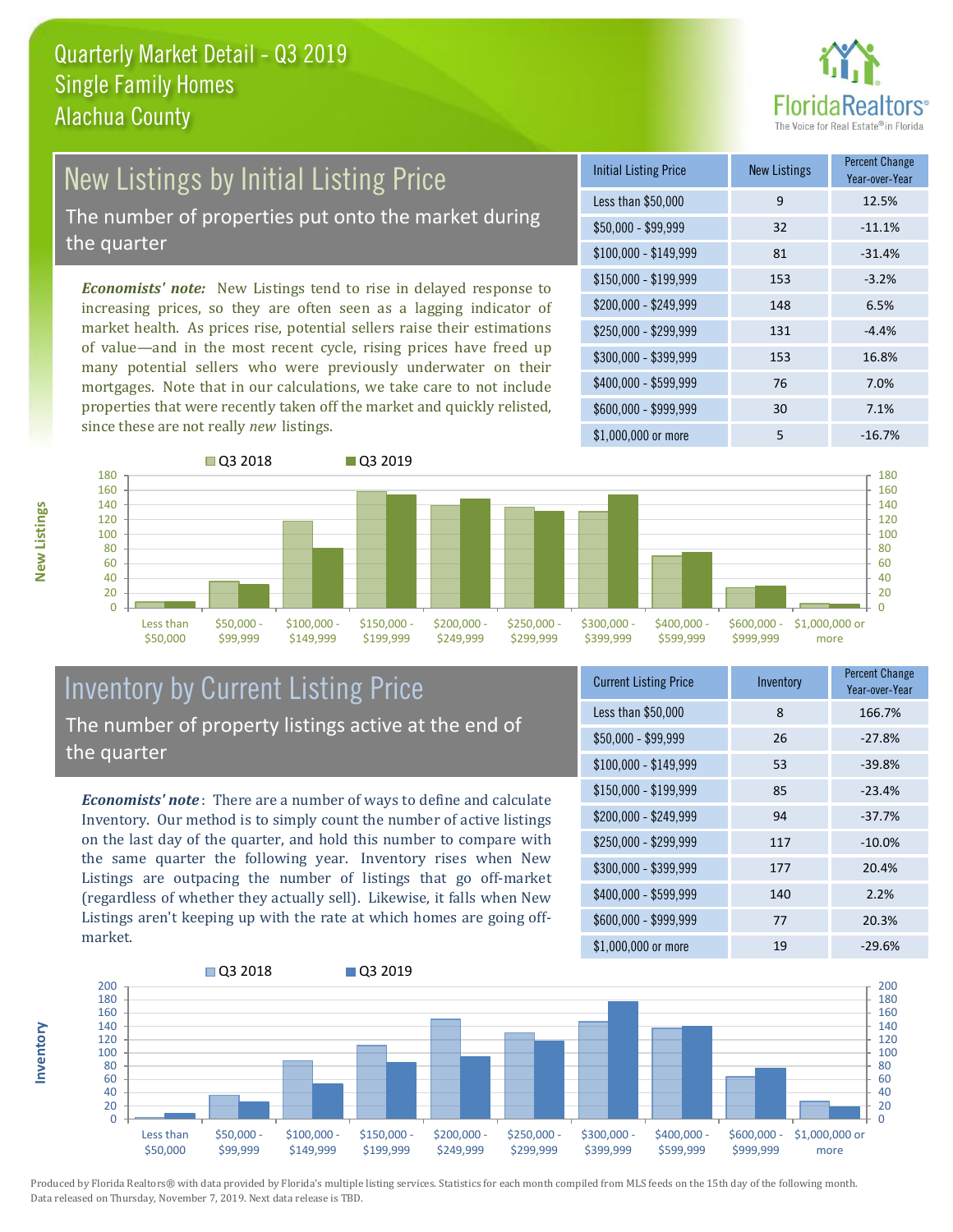# Quarterly Market Detail - Q3 2019
## Single Family Homes
## Alachua County

## New Listings by Initial Listing Price

The number of properties put onto the market during the quarter

*Economists' note:* New Listings tend to rise in delayed response to increasing prices, so they are often seen as a lagging indicator of market health. As prices rise, potential sellers raise their estimations of value—and in the most recent cycle, rising prices have freed up many potential sellers who were previously underwater on their mortgages. Note that in our calculations, we take care to not include properties that were recently taken off the market and quickly relisted, since these are not really *new* listings.

| Initial Listing Price | New Listings | Percent Change Year-over-Year |
|---|---|---|
| Less than $50,000 | 9 | 12.5% |
| $50,000 - $99,999 | 32 | -11.1% |
| $100,000 - $149,999 | 81 | -31.4% |
| $150,000 - $199,999 | 153 | -3.2% |
| $200,000 - $249,999 | 148 | 6.5% |
| $250,000 - $299,999 | 131 | -4.4% |
| $300,000 - $399,999 | 153 | 16.8% |
| $400,000 - $599,999 | 76 | 7.0% |
| $600,000 - $999,999 | 30 | 7.1% |
| $1,000,000 or more | 5 | -16.7% |

## Inventory by Current Listing Price

The number of property listings active at the end of the quarter

*Economists' note*: There are a number of ways to define and calculate Inventory. Our method is to simply count the number of active listings on the last day of the quarter, and hold this number to compare with the same quarter the following year. Inventory rises when New Listings are outpacing the number of listings that go off-market (regardless of whether they actually sell). Likewise, it falls when New Listings aren't keeping up with the rate at which homes are going off-market.

| Current Listing Price | Inventory | Percent Change Year-over-Year |
|---|---|---|
| Less than $50,000 | 8 | 166.7% |
| $50,000 - $99,999 | 26 | -27.8% |
| $100,000 - $149,999 | 53 | -39.8% |
| $150,000 - $199,999 | 85 | -23.4% |
| $200,000 - $249,999 | 94 | -37.7% |
| $250,000 - $299,999 | 117 | -10.0% |
| $300,000 - $399,999 | 177 | 20.4% |
| $400,000 - $599,999 | 140 | 2.2% |
| $600,000 - $999,999 | 77 | 20.3% |
| $1,000,000 or more | 19 | -29.6% |

Produced by Florida Realtors® with data provided by Florida's multiple listing services. Statistics for each month compiled from MLS feeds on the 15th day of the following month. Data released on Thursday, November 7, 2019. Next data release is TBD.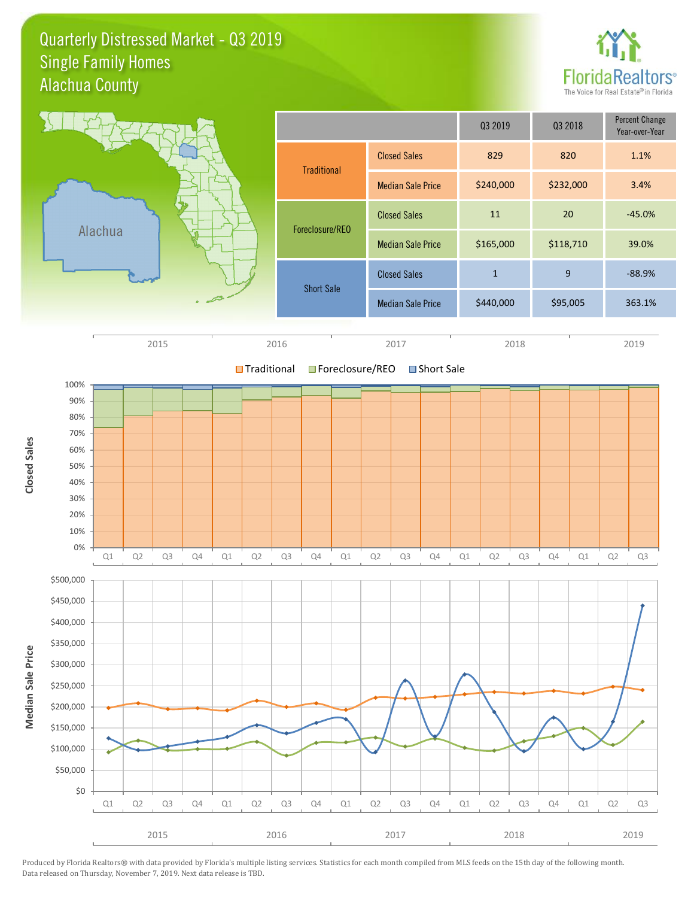# Quarterly Distressed Market - Q3 2019
## Single Family Homes
## Alachua County

| | | Q3 2019 | Q3 2018 | Percent Change Year-over-Year |
|---|---|---|---|---|
| Traditional | Closed Sales | 829 | 820 | 1.1% |
| | Median Sale Price | $240,000 | $232,000 | 3.4% |
| Foreclosure/REO | Closed Sales | 11 | 20 | -45.0% |
| | Median Sale Price | $165,000 | $118,710 | 39.0% |
| Short Sale | Closed Sales | 1 | 9 | -88.9% |
| | Median Sale Price | $440,000 | $95,005 | 363.1% |

Produced by Florida Realtors® with data provided by Florida's multiple listing services. Statistics for each month compiled from MLS feeds on the 15th day of the following month. Data released on Thursday, November 7, 2019. Next data release is TBD.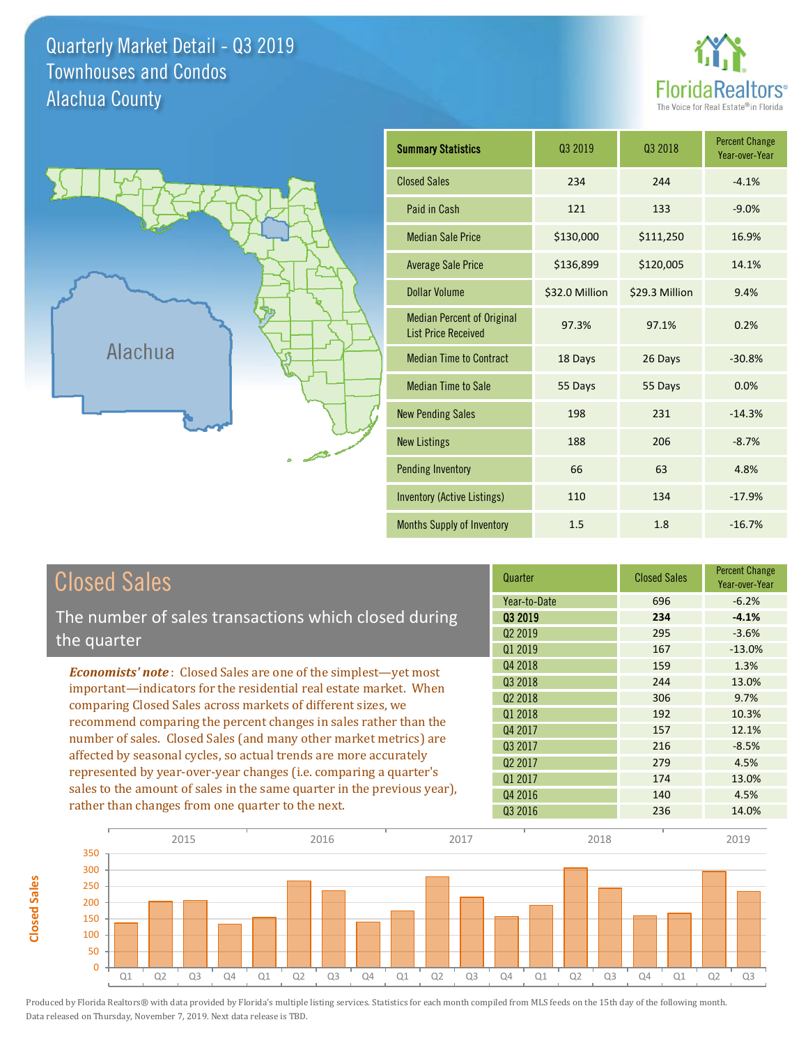# Quarterly Market Detail - Q3 2019
## Townhouses and Condos
## Alachua County

Alachua

| Summary Statistics | Q3 2019 | Q3 2018 | Percent Change Year-over-Year |
|---|---|---|---|
| Closed Sales | 234 | 244 | -4.1% |
| Paid in Cash | 121 | 133 | -9.0% |
| Median Sale Price | $130,000 | $111,250 | 16.9% |
| Average Sale Price | $136,899 | $120,005 | 14.1% |
| Dollar Volume | $32.0 Million | $29.3 Million | 9.4% |
| Median Percent of Original List Price Received | 97.3% | 97.1% | 0.2% |
| Median Time to Contract | 18 Days | 26 Days | -30.8% |
| Median Time to Sale | 55 Days | 55 Days | 0.0% |
| New Pending Sales | 198 | 231 | -14.3% |
| New Listings | 188 | 206 | -8.7% |
| Pending Inventory | 66 | 63 | 4.8% |
| Inventory (Active Listings) | 110 | 134 | -17.9% |
| Months Supply of Inventory | 1.5 | 1.8 | -16.7% |

## Closed Sales

The number of sales transactions which closed during the quarter

*Economists' note*: Closed Sales are one of the simplest—yet most important—indicators for the residential real estate market. When comparing Closed Sales across markets of different sizes, we recommend comparing the percent changes in sales rather than the number of sales. Closed Sales (and many other market metrics) are affected by seasonal cycles, so actual trends are more accurately represented by year-over-year changes (i.e. comparing a quarter's sales to the amount of sales in the same quarter in the previous year), rather than changes from one quarter to the next.

| Quarter | Closed Sales | Percent Change Year-over-Year |
|---|---|---|
| Year-to-Date | 696 | -6.2% |
| **Q3 2019** | **234** | **-4.1%** |
| Q2 2019 | 295 | -3.6% |
| Q1 2019 | 167 | -13.0% |
| Q4 2018 | 159 | 1.3% |
| Q3 2018 | 244 | 13.0% |
| Q2 2018 | 306 | 9.7% |
| Q1 2018 | 192 | 10.3% |
| Q4 2017 | 157 | 12.1% |
| Q3 2017 | 216 | -8.5% |
| Q2 2017 | 279 | 4.5% |
| Q1 2017 | 174 | 13.0% |
| Q4 2016 | 140 | 4.5% |
| Q3 2016 | 236 | 14.0% |

Produced by Florida Realtors® with data provided by Florida's multiple listing services. Statistics for each month compiled from MLS feeds on the 15th day of the following month. Data released on Thursday, November 7, 2019. Next data release is TBD.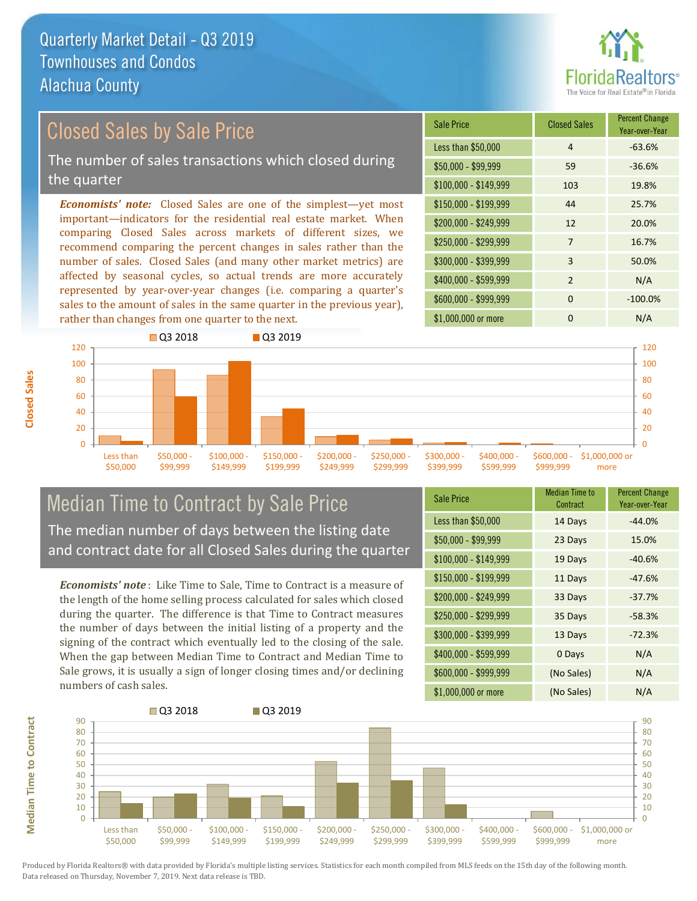# Quarterly Market Detail - Q3 2019
## Townhouses and Condos
## Alachua County

## Closed Sales by Sale Price

The number of sales transactions which closed during the quarter

***Economists' note:*** Closed Sales are one of the simplest—yet most important—indicators for the residential real estate market. When comparing Closed Sales across markets of different sizes, we recommend comparing the percent changes in sales rather than the number of sales. Closed Sales (and many other market metrics) are affected by seasonal cycles, so actual trends are more accurately represented by year-over-year changes (i.e. comparing a quarter's sales to the amount of sales in the same quarter in the previous year), rather than changes from one quarter to the next.

| Sale Price | Closed Sales | Percent Change Year-over-Year |
|---|---|---|
| Less than $50,000 | 4 | -63.6% |
| $50,000 - $99,999 | 59 | -36.6% |
| $100,000 - $149,999 | 103 | 19.8% |
| $150,000 - $199,999 | 44 | 25.7% |
| $200,000 - $249,999 | 12 | 20.0% |
| $250,000 - $299,999 | 7 | 16.7% |
| $300,000 - $399,999 | 3 | 50.0% |
| $400,000 - $599,999 | 2 | N/A |
| $600,000 - $999,999 | 0 | -100.0% |
| $1,000,000 or more | 0 | N/A |

## Median Time to Contract by Sale Price

The median number of days between the listing date and contract date for all Closed Sales during the quarter

***Economists' note*** : Like Time to Sale, Time to Contract is a measure of the length of the home selling process calculated for sales which closed during the quarter. The difference is that Time to Contract measures the number of days between the initial listing of a property and the signing of the contract which eventually led to the closing of the sale. When the gap between Median Time to Contract and Median Time to Sale grows, it is usually a sign of longer closing times and/or declining numbers of cash sales.

| Sale Price | Median Time to Contract | Percent Change Year-over-Year |
|---|---|---|
| Less than $50,000 | 14 Days | -44.0% |
| $50,000 - $99,999 | 23 Days | 15.0% |
| $100,000 - $149,999 | 19 Days | -40.6% |
| $150,000 - $199,999 | 11 Days | -47.6% |
| $200,000 - $249,999 | 33 Days | -37.7% |
| $250,000 - $299,999 | 35 Days | -58.3% |
| $300,000 - $399,999 | 13 Days | -72.3% |
| $400,000 - $599,999 | 0 Days | N/A |
| $600,000 - $999,999 | (No Sales) | N/A |
| $1,000,000 or more | (No Sales) | N/A |

Produced by Florida Realtors® with data provided by Florida's multiple listing services. Statistics for each month compiled from MLS feeds on the 15th day of the following month. Data released on Thursday, November 7, 2019. Next data release is TBD.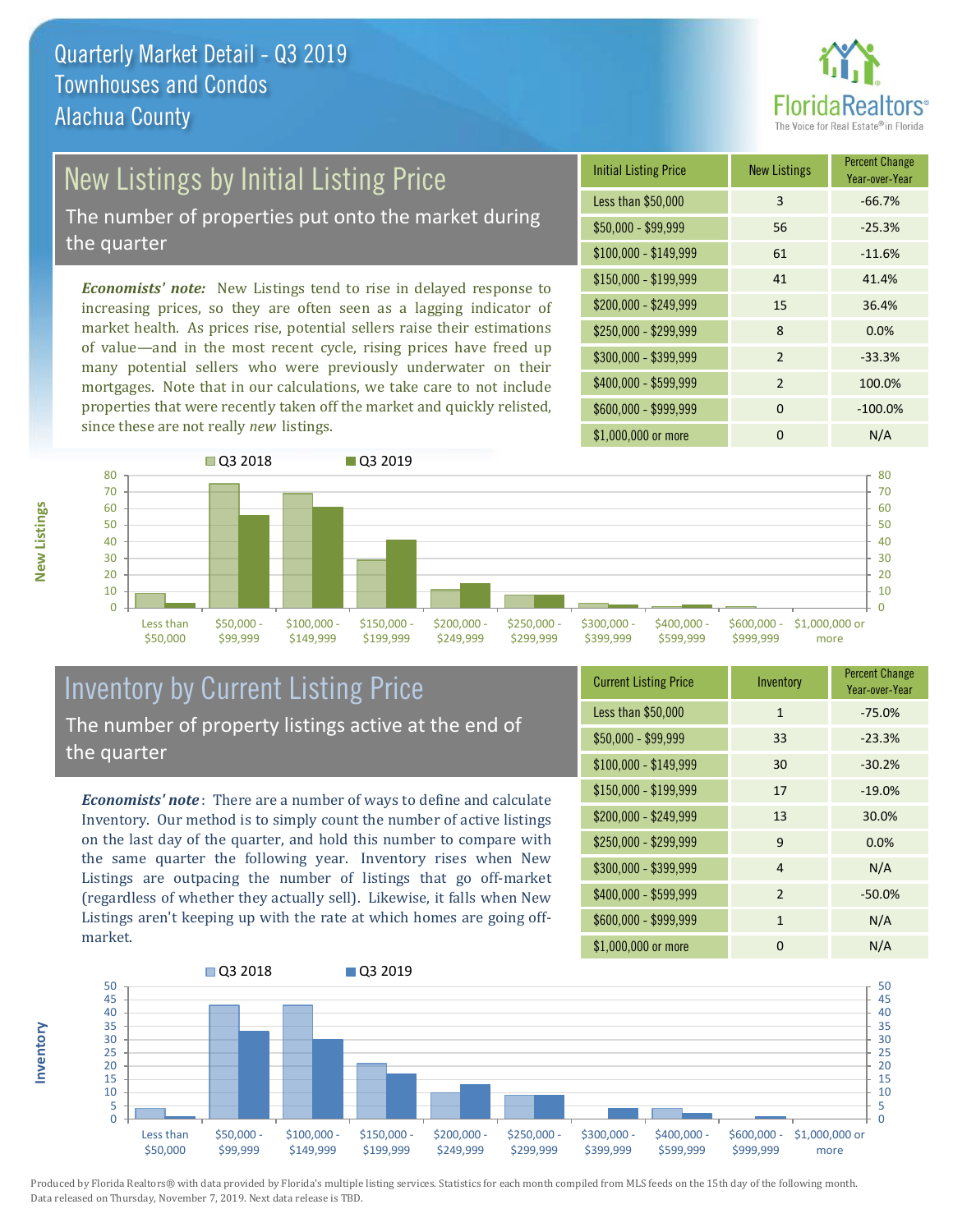# Quarterly Market Detail - Q3 2019
## Townhouses and Condos
## Alachua County

## New Listings by Initial Listing Price

The number of properties put onto the market during the quarter

*Economists' note:* New Listings tend to rise in delayed response to increasing prices, so they are often seen as a lagging indicator of market health. As prices rise, potential sellers raise their estimations of value—and in the most recent cycle, rising prices have freed up many potential sellers who were previously underwater on their mortgages. Note that in our calculations, we take care to not include properties that were recently taken off the market and quickly relisted, since these are not really *new* listings.

| Initial Listing Price | New Listings | Percent Change Year-over-Year |
|---|---|---|
| Less than $50,000 | 3 | -66.7% |
| $50,000 - $99,999 | 56 | -25.3% |
| $100,000 - $149,999 | 61 | -11.6% |
| $150,000 - $199,999 | 41 | 41.4% |
| $200,000 - $249,999 | 15 | 36.4% |
| $250,000 - $299,999 | 8 | 0.0% |
| $300,000 - $399,999 | 2 | -33.3% |
| $400,000 - $599,999 | 2 | 100.0% |
| $600,000 - $999,999 | 0 | -100.0% |
| $1,000,000 or more | 0 | N/A |

## Inventory by Current Listing Price

The number of property listings active at the end of the quarter

*Economists' note*: There are a number of ways to define and calculate Inventory. Our method is to simply count the number of active listings on the last day of the quarter, and hold this number to compare with the same quarter the following year. Inventory rises when New Listings are outpacing the number of listings that go off-market (regardless of whether they actually sell). Likewise, it falls when New Listings aren't keeping up with the rate at which homes are going off-market.

| Current Listing Price | Inventory | Percent Change Year-over-Year |
|---|---|---|
| Less than $50,000 | 1 | -75.0% |
| $50,000 - $99,999 | 33 | -23.3% |
| $100,000 - $149,999 | 30 | -30.2% |
| $150,000 - $199,999 | 17 | -19.0% |
| $200,000 - $249,999 | 13 | 30.0% |
| $250,000 - $299,999 | 9 | 0.0% |
| $300,000 - $399,999 | 4 | N/A |
| $400,000 - $599,999 | 2 | -50.0% |
| $600,000 - $999,999 | 1 | N/A |
| $1,000,000 or more | 0 | N/A |

Produced by Florida Realtors® with data provided by Florida's multiple listing services. Statistics for each month compiled from MLS feeds on the 15th day of the following month. Data released on Thursday, November 7, 2019. Next data release is TBD.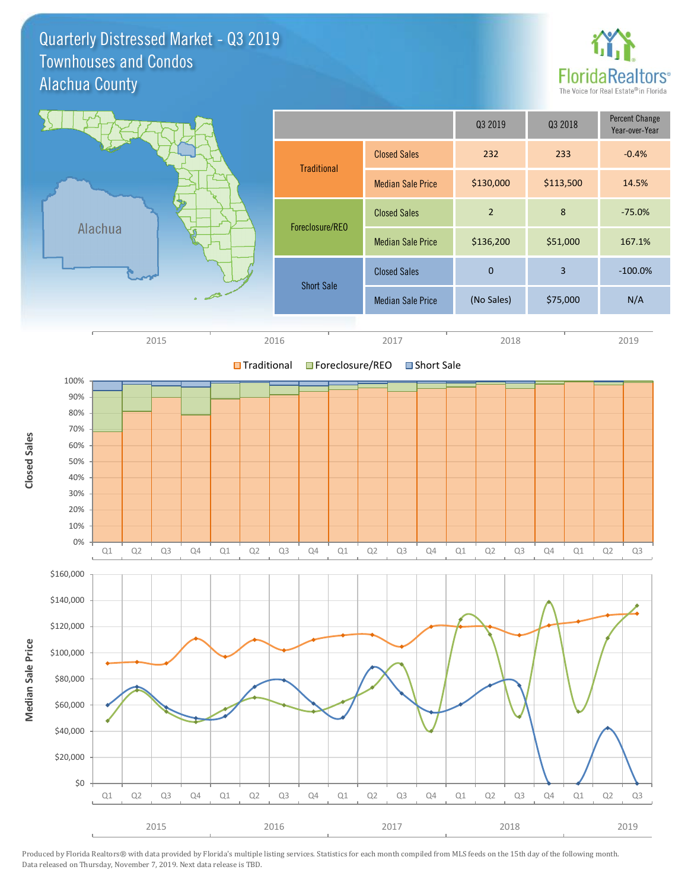# Quarterly Distressed Market - Q3 2019
## Townhouses and Condos
## Alachua County

| | | Q3 2019 | Q3 2018 | Percent Change Year-over-Year |
|---|---|---|---|---|
| Traditional | Closed Sales | 232 | 233 | -0.4% |
| | Median Sale Price | $130,000 | $113,500 | 14.5% |
| Foreclosure/REO | Closed Sales | 2 | 8 | -75.0% |
| | Median Sale Price | $136,200 | $51,000 | 167.1% |
| Short Sale | Closed Sales | 0 | 3 | -100.0% |
| | Median Sale Price | (No Sales) | $75,000 | N/A |

Produced by Florida Realtors® with data provided by Florida's multiple listing services. Statistics for each month compiled from MLS feeds on the 15th day of the following month. Data released on Thursday, November 7, 2019. Next data release is TBD.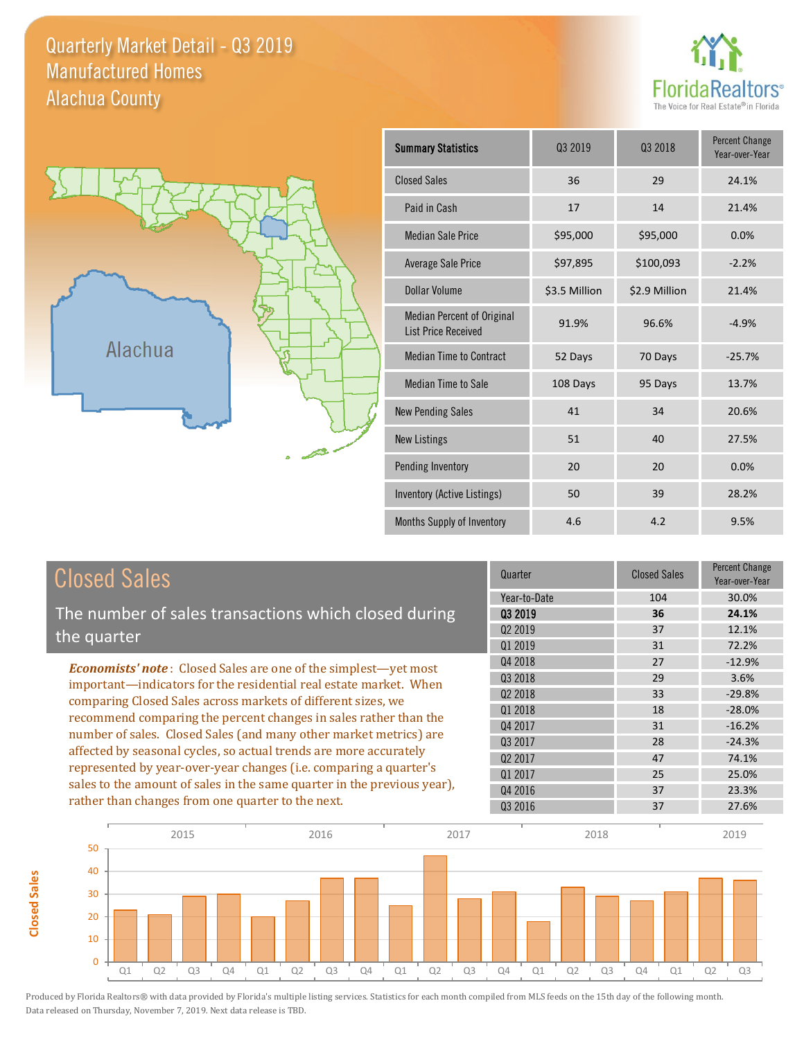# Quarterly Market Detail - Q3 2019
## Manufactured Homes
## Alachua County

FloridaRealtors®
The Voice for Real Estate® in Florida

Alachua

| Summary Statistics | Q3 2019 | Q3 2018 | Percent Change Year-over-Year |
|---|---|---|---|
| Closed Sales | 36 | 29 | 24.1% |
| Paid in Cash | 17 | 14 | 21.4% |
| Median Sale Price | $95,000 | $95,000 | 0.0% |
| Average Sale Price | $97,895 | $100,093 | -2.2% |
| Dollar Volume | $3.5 Million | $2.9 Million | 21.4% |
| Median Percent of Original List Price Received | 91.9% | 96.6% | -4.9% |
| Median Time to Contract | 52 Days | 70 Days | -25.7% |
| Median Time to Sale | 108 Days | 95 Days | 13.7% |
| New Pending Sales | 41 | 34 | 20.6% |
| New Listings | 51 | 40 | 27.5% |
| Pending Inventory | 20 | 20 | 0.0% |
| Inventory (Active Listings) | 50 | 39 | 28.2% |
| Months Supply of Inventory | 4.6 | 4.2 | 9.5% |

## Closed Sales

The number of sales transactions which closed during the quarter

***Economists' note***: Closed Sales are one of the simplest—yet most important—indicators for the residential real estate market. When comparing Closed Sales across markets of different sizes, we recommend comparing the percent changes in sales rather than the number of sales. Closed Sales (and many other market metrics) are affected by seasonal cycles, so actual trends are more accurately represented by year-over-year changes (i.e. comparing a quarter's sales to the amount of sales in the same quarter in the previous year), rather than changes from one quarter to the next.

| Quarter | Closed Sales | Percent Change Year-over-Year |
|---|---|---|
| Year-to-Date | 104 | 30.0% |
| **Q3 2019** | **36** | **24.1%** |
| Q2 2019 | 37 | 12.1% |
| Q1 2019 | 31 | 72.2% |
| Q4 2018 | 27 | -12.9% |
| Q3 2018 | 29 | 3.6% |
| Q2 2018 | 33 | -29.8% |
| Q1 2018 | 18 | -28.0% |
| Q4 2017 | 31 | -16.2% |
| Q3 2017 | 28 | -24.3% |
| Q2 2017 | 47 | 74.1% |
| Q1 2017 | 25 | 25.0% |
| Q4 2016 | 37 | 23.3% |
| Q3 2016 | 37 | 27.6% |

Produced by Florida Realtors® with data provided by Florida's multiple listing services. Statistics for each month compiled from MLS feeds on the 15th day of the following month. Data released on Thursday, November 7, 2019. Next data release is TBD.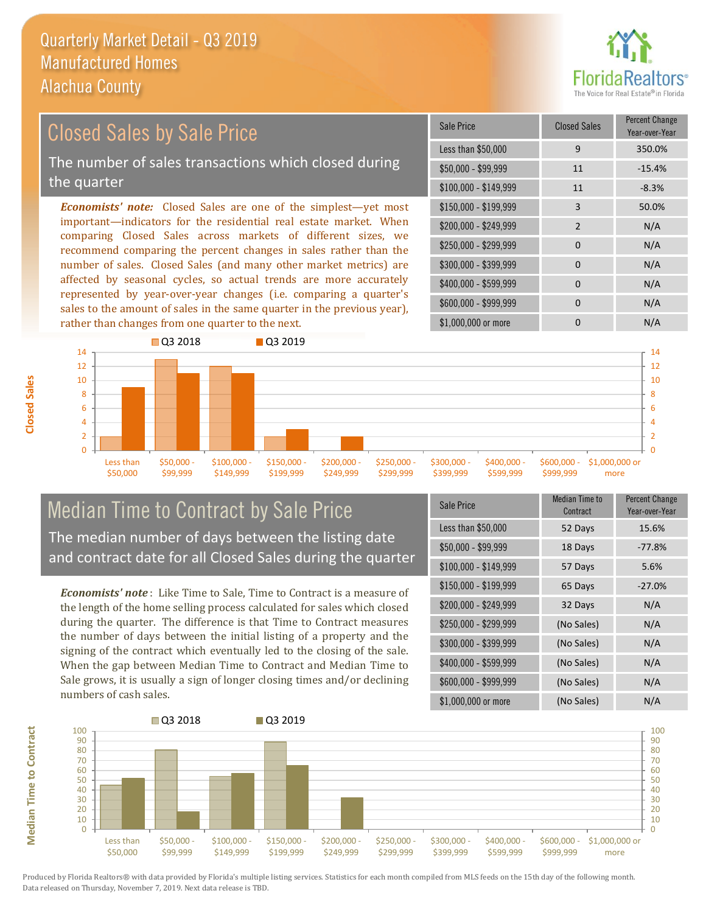# Quarterly Market Detail - Q3 2019
## Manufactured Homes
## Alachua County

## Closed Sales by Sale Price

The number of sales transactions which closed during the quarter

***Economists' note:*** Closed Sales are one of the simplest—yet most important—indicators for the residential real estate market. When comparing Closed Sales across markets of different sizes, we recommend comparing the percent changes in sales rather than the number of sales. Closed Sales (and many other market metrics) are affected by seasonal cycles, so actual trends are more accurately represented by year-over-year changes (i.e. comparing a quarter's sales to the amount of sales in the same quarter in the previous year), rather than changes from one quarter to the next.

| Sale Price | Closed Sales | Percent Change Year-over-Year |
|---|---|---|
| Less than $50,000 | 9 | 350.0% |
| $50,000 - $99,999 | 11 | -15.4% |
| $100,000 - $149,999 | 11 | -8.3% |
| $150,000 - $199,999 | 3 | 50.0% |
| $200,000 - $249,999 | 2 | N/A |
| $250,000 - $299,999 | 0 | N/A |
| $300,000 - $399,999 | 0 | N/A |
| $400,000 - $599,999 | 0 | N/A |
| $600,000 - $999,999 | 0 | N/A |
| $1,000,000 or more | 0 | N/A |

## Median Time to Contract by Sale Price

The median number of days between the listing date and contract date for all Closed Sales during the quarter

***Economists' note*** : Like Time to Sale, Time to Contract is a measure of the length of the home selling process calculated for sales which closed during the quarter. The difference is that Time to Contract measures the number of days between the initial listing of a property and the signing of the contract which eventually led to the closing of the sale. When the gap between Median Time to Contract and Median Time to Sale grows, it is usually a sign of longer closing times and/or declining numbers of cash sales.

| Sale Price | Median Time to Contract | Percent Change Year-over-Year |
|---|---|---|
| Less than $50,000 | 52 Days | 15.6% |
| $50,000 - $99,999 | 18 Days | -77.8% |
| $100,000 - $149,999 | 57 Days | 5.6% |
| $150,000 - $199,999 | 65 Days | -27.0% |
| $200,000 - $249,999 | 32 Days | N/A |
| $250,000 - $299,999 | (No Sales) | N/A |
| $300,000 - $399,999 | (No Sales) | N/A |
| $400,000 - $599,999 | (No Sales) | N/A |
| $600,000 - $999,999 | (No Sales) | N/A |
| $1,000,000 or more | (No Sales) | N/A |

Produced by Florida Realtors® with data provided by Florida's multiple listing services. Statistics for each month compiled from MLS feeds on the 15th day of the following month. Data released on Thursday, November 7, 2019. Next data release is TBD.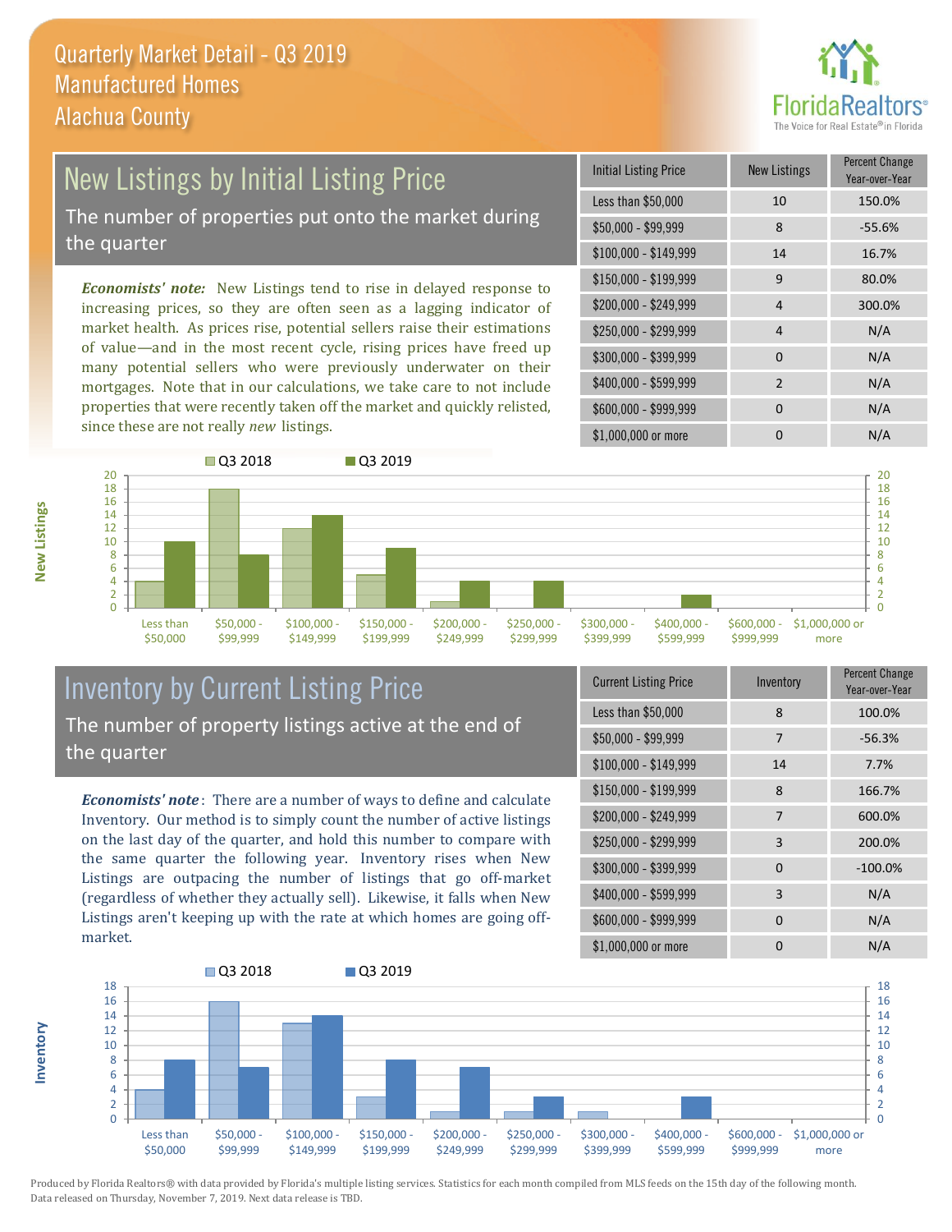# Quarterly Market Detail - Q3 2019
## Manufactured Homes
## Alachua County

## New Listings by Initial Listing Price

The number of properties put onto the market during the quarter

*Economists' note:* New Listings tend to rise in delayed response to increasing prices, so they are often seen as a lagging indicator of market health. As prices rise, potential sellers raise their estimations of value—and in the most recent cycle, rising prices have freed up many potential sellers who were previously underwater on their mortgages. Note that in our calculations, we take care to not include properties that were recently taken off the market and quickly relisted, since these are not really *new* listings.

| Initial Listing Price | New Listings | Percent Change Year-over-Year |
|---|---|---|
| Less than $50,000 | 10 | 150.0% |
| $50,000 - $99,999 | 8 | -55.6% |
| $100,000 - $149,999 | 14 | 16.7% |
| $150,000 - $199,999 | 9 | 80.0% |
| $200,000 - $249,999 | 4 | 300.0% |
| $250,000 - $299,999 | 4 | N/A |
| $300,000 - $399,999 | 0 | N/A |
| $400,000 - $599,999 | 2 | N/A |
| $600,000 - $999,999 | 0 | N/A |
| $1,000,000 or more | 0 | N/A |

## Inventory by Current Listing Price

The number of property listings active at the end of the quarter

*Economists' note*: There are a number of ways to define and calculate Inventory. Our method is to simply count the number of active listings on the last day of the quarter, and hold this number to compare with the same quarter the following year. Inventory rises when New Listings are outpacing the number of listings that go off-market (regardless of whether they actually sell). Likewise, it falls when New Listings aren't keeping up with the rate at which homes are going off-market.

| Current Listing Price | Inventory | Percent Change Year-over-Year |
|---|---|---|
| Less than $50,000 | 8 | 100.0% |
| $50,000 - $99,999 | 7 | -56.3% |
| $100,000 - $149,999 | 14 | 7.7% |
| $150,000 - $199,999 | 8 | 166.7% |
| $200,000 - $249,999 | 7 | 600.0% |
| $250,000 - $299,999 | 3 | 200.0% |
| $300,000 - $399,999 | 0 | -100.0% |
| $400,000 - $599,999 | 3 | N/A |
| $600,000 - $999,999 | 0 | N/A |
| $1,000,000 or more | 0 | N/A |

Produced by Florida Realtors® with data provided by Florida's multiple listing services. Statistics for each month compiled from MLS feeds on the 15th day of the following month. Data released on Thursday, November 7, 2019. Next data release is TBD.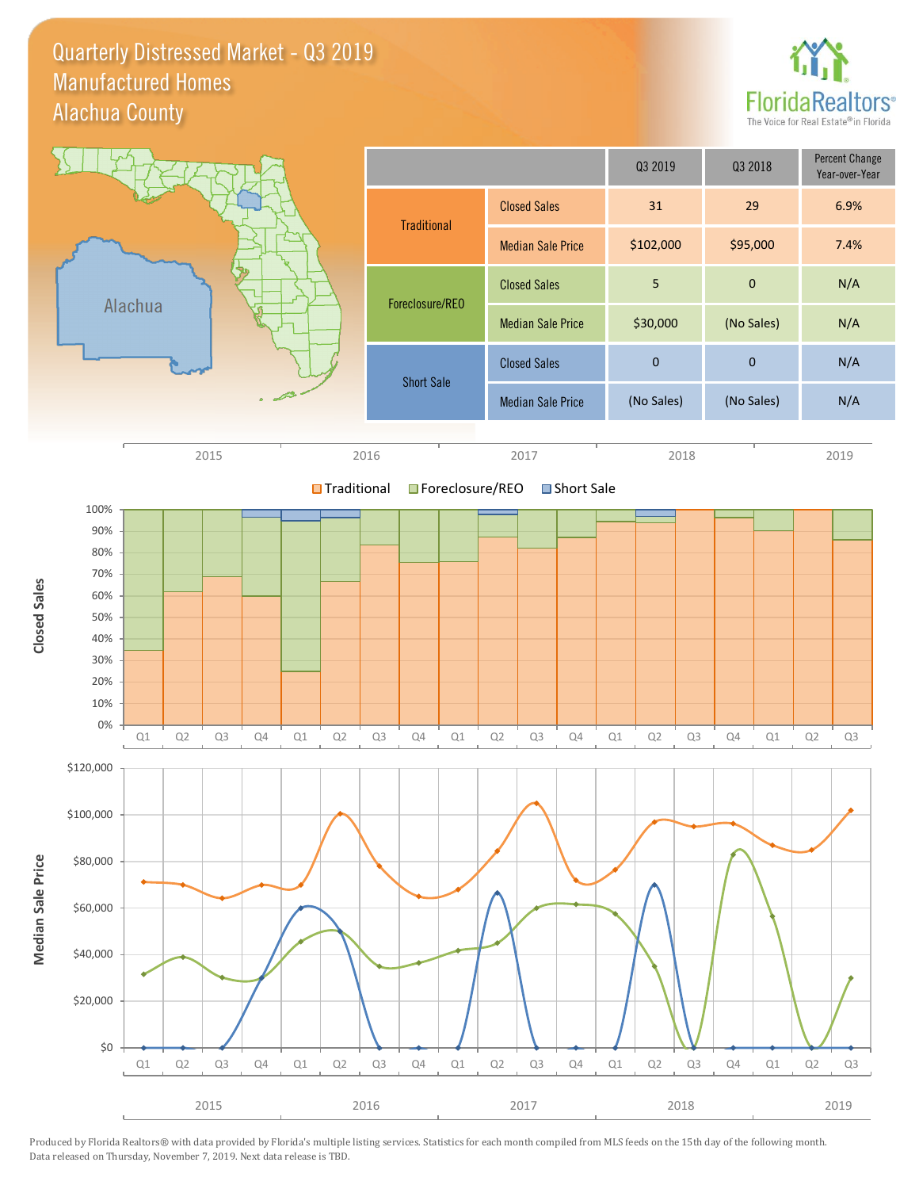# Quarterly Distressed Market - Q3 2019
## Manufactured Homes
## Alachua County

FloridaRealtors®
The Voice for Real Estate® in Florida

Alachua

| | | Q3 2019 | Q3 2018 | Percent Change Year-over-Year |
|---|---|---|---|---|
| Traditional | Closed Sales | 31 | 29 | 6.9% |
| | Median Sale Price | $102,000 | $95,000 | 7.4% |
| Foreclosure/REO | Closed Sales | 5 | 0 | N/A |
| | Median Sale Price | $30,000 | (No Sales) | N/A |
| Short Sale | Closed Sales | 0 | 0 | N/A |
| | Median Sale Price | (No Sales) | (No Sales) | N/A |

2015 2016 2017 2018 2019

Traditional Foreclosure/REO Short Sale

Closed Sales

100% 90% 80% 70% 60% 50% 40% 30% 20% 10% 0%

Q1 Q2 Q3 Q4 Q1 Q2 Q3 Q4 Q1 Q2 Q3 Q4 Q1 Q2 Q3 Q4 Q1 Q2 Q3

Median Sale Price

$120,000 $100,000 $80,000 $60,000 $40,000 $20,000 $0

Q1 Q2 Q3 Q4 Q1 Q2 Q3 Q4 Q1 Q2 Q3 Q4 Q1 Q2 Q3 Q4 Q1 Q2 Q3

2015 2016 2017 2018 2019

Produced by Florida Realtors® with data provided by Florida's multiple listing services. Statistics for each month compiled from MLS feeds on the 15th day of the following month.
Data released on Thursday, November 7, 2019. Next data release is TBD.